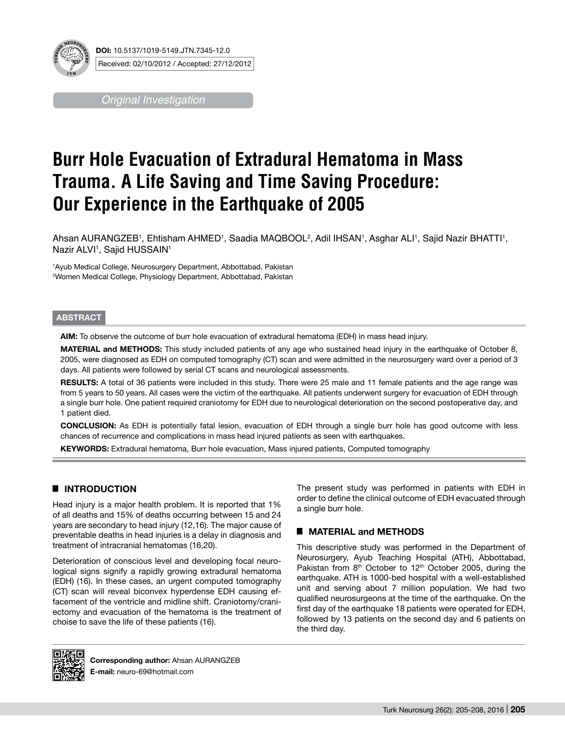**DOI:** 10.5137/1019-5149.JTN.7345-12.0

Received: 02/10/2012 / Accepted: 27/12/2012

*Original Investigation*

# Burr Hole Evacuation of Extradural Hematoma in Mass Trauma. A Life Saving and Time Saving Procedure: Our Experience in the Earthquake of 2005

Ahsan AURANGZEB[1], Ehtisham AHMED[1], Saadia MAQBOOL[2], Adil IHSAN[1], Asghar ALI[1], Sajid Nazir BHATTI[1], Nazir ALVI[1], Sajid HUSSAIN[1]

[1]Ayub Medical College, Neurosurgery Department, Abbottabad, Pakistan
[2]Women Medical College, Physiology Department, Abbottabad, Pakistan

## ABSTRACT

**AIM:** To observe the outcome of burr hole evacuation of extradural hematoma (EDH) in mass head injury.

**MATERIAL and METHODS:** This study included patients of any age who sustained head injury in the earthquake of October 8, 2005, were diagnosed as EDH on computed tomography (CT) scan and were admitted in the neurosurgery ward over a period of 3 days. All patients were followed by serial CT scans and neurological assessments.

**RESULTS:** A total of 36 patients were included in this study. There were 25 male and 11 female patients and the age range was from 5 years to 50 years. All cases were the victim of the earthquake. All patients underwent surgery for evacuation of EDH through a single burr hole. One patient required craniotomy for EDH due to neurological deterioration on the second postoperative day, and 1 patient died.

**CONCLUSION:** As EDH is potentially fatal lesion, evacuation of EDH through a single burr hole has good outcome with less chances of recurrence and complications in mass head injured patients as seen with earthquakes.

**KEYWORDS:** Extradural hematoma, Burr hole evacuation, Mass injured patients, Computed tomography

## INTRODUCTION

Head injury is a major health problem. It is reported that 1% of all deaths and 15% of deaths occurring between 15 and 24 years are secondary to head injury (12,16). The major cause of preventable deaths in head injuries is a delay in diagnosis and treatment of intracranial hematomas (16,20).

Deterioration of conscious level and developing focal neurological signs signify a rapidly growing extradural hematoma (EDH) (16). In these cases, an urgent computed tomography (CT) scan will reveal biconvex hyperdense EDH causing effacement of the ventricle and midline shift. Craniotomy/craniectomy and evacuation of the hematoma is the treatment of choise to save the life of these patients (16).

The present study was performed in patients with EDH in order to define the clinical outcome of EDH evacuated through a single burr hole.

## MATERIAL and METHODS

This descriptive study was performed in the Department of Neurosurgery, Ayub Teaching Hospital (ATH), Abbottabad, Pakistan from 8th October to 12th October 2005, during the earthquake. ATH is 1000-bed hospital with a well-established unit and serving about 7 million population. We had two qualified neurosurgeons at the time of the earthquake. On the first day of the earthquake 18 patients were operated for EDH, followed by 13 patients on the second day and 6 patients on the third day.

**Corresponding author:** Ahsan AURANGZEB
**E-mail:** neuro-69@hotmail.com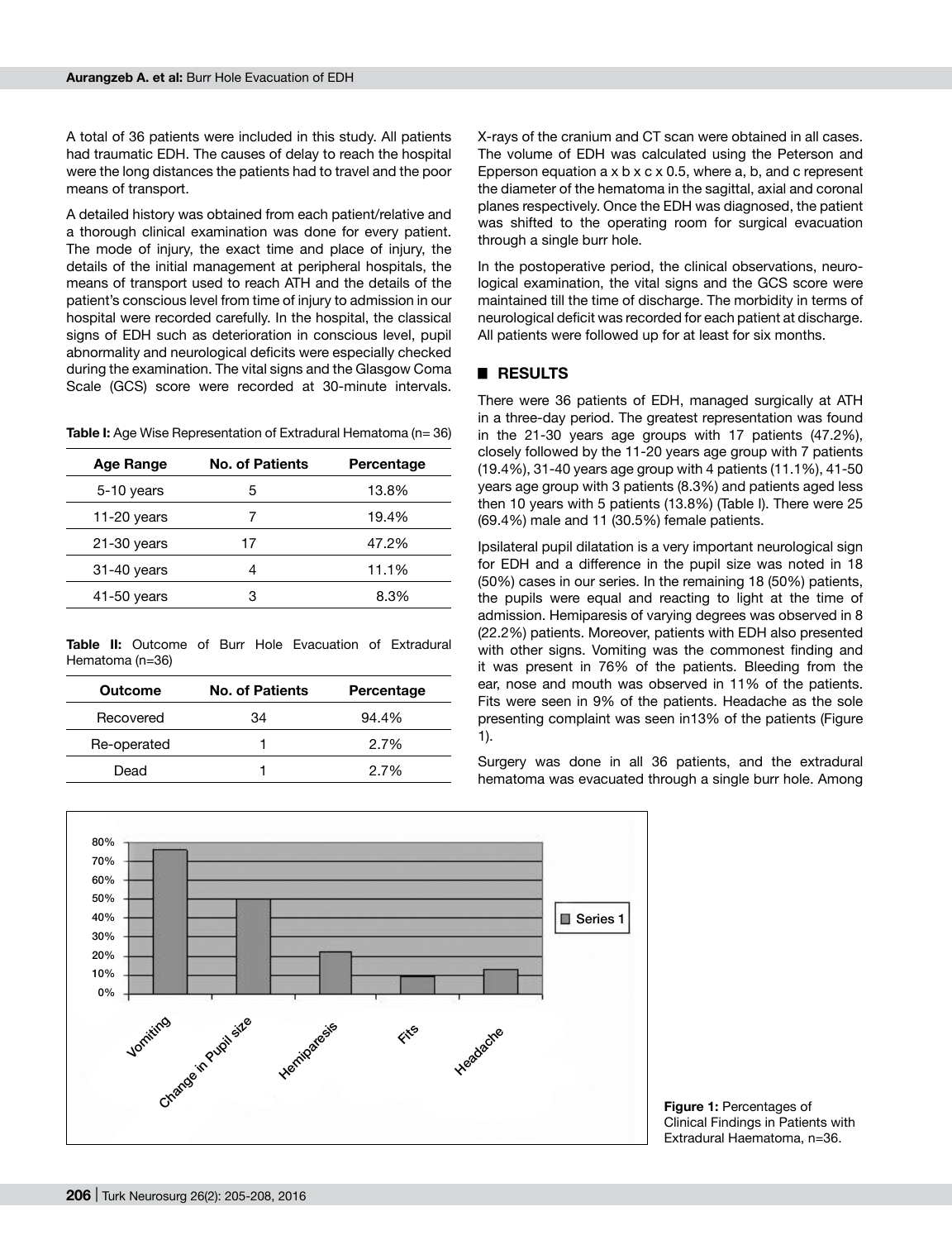A total of 36 patients were included in this study. All patients had traumatic EDH. The causes of delay to reach the hospital were the long distances the patients had to travel and the poor means of transport.

A detailed history was obtained from each patient/relative and a thorough clinical examination was done for every patient. The mode of injury, the exact time and place of injury, the details of the initial management at peripheral hospitals, the means of transport used to reach ATH and the details of the patient's conscious level from time of injury to admission in our hospital were recorded carefully. In the hospital, the classical signs of EDH such as deterioration in conscious level, pupil abnormality and neurological deficits were especially checked during the examination. The vital signs and the Glasgow Coma Scale (GCS) score were recorded at 30-minute intervals.

**Table I:** Age Wise Representation of Extradural Hematoma (n= 36)

| Age Range | No. of Patients | Percentage |
|---|---|---|
| 5-10 years | 5 | 13.8% |
| 11-20 years | 7 | 19.4% |
| 21-30 years | 17 | 47.2% |
| 31-40 years | 4 | 11.1% |
| 41-50 years | 3 | 8.3% |

**Table II:** Outcome of Burr Hole Evacuation of Extradural Hematoma (n=36)

| Outcome | No. of Patients | Percentage |
|---|---|---|
| Recovered | 34 | 94.4% |
| Re-operated | 1 | 2.7% |
| Dead | 1 | 2.7% |

X-rays of the cranium and CT scan were obtained in all cases. The volume of EDH was calculated using the Peterson and Epperson equation a x b x c x 0.5, where a, b, and c represent the diameter of the hematoma in the sagittal, axial and coronal planes respectively. Once the EDH was diagnosed, the patient was shifted to the operating room for surgical evacuation through a single burr hole.

In the postoperative period, the clinical observations, neurological examination, the vital signs and the GCS score were maintained till the time of discharge. The morbidity in terms of neurological deficit was recorded for each patient at discharge. All patients were followed up for at least for six months.

## RESULTS

There were 36 patients of EDH, managed surgically at ATH in a three-day period. The greatest representation was found in the 21-30 years age groups with 17 patients (47.2%), closely followed by the 11-20 years age group with 7 patients (19.4%), 31-40 years age group with 4 patients (11.1%), 41-50 years age group with 3 patients (8.3%) and patients aged less then 10 years with 5 patients (13.8%) (Table I). There were 25 (69.4%) male and 11 (30.5%) female patients.

Ipsilateral pupil dilatation is a very important neurological sign for EDH and a difference in the pupil size was noted in 18 (50%) cases in our series. In the remaining 18 (50%) patients, the pupils were equal and reacting to light at the time of admission. Hemiparesis of varying degrees was observed in 8 (22.2%) patients. Moreover, patients with EDH also presented with other signs. Vomiting was the commonest finding and it was present in 76% of the patients. Bleeding from the ear, nose and mouth was observed in 11% of the patients. Fits were seen in 9% of the patients. Headache as the sole presenting complaint was seen in13% of the patients (Figure 1).

Surgery was done in all 36 patients, and the extradural hematoma was evacuated through a single burr hole. Among

**Figure 1:** Percentages of Clinical Findings in Patients with Extradural Haematoma, n=36.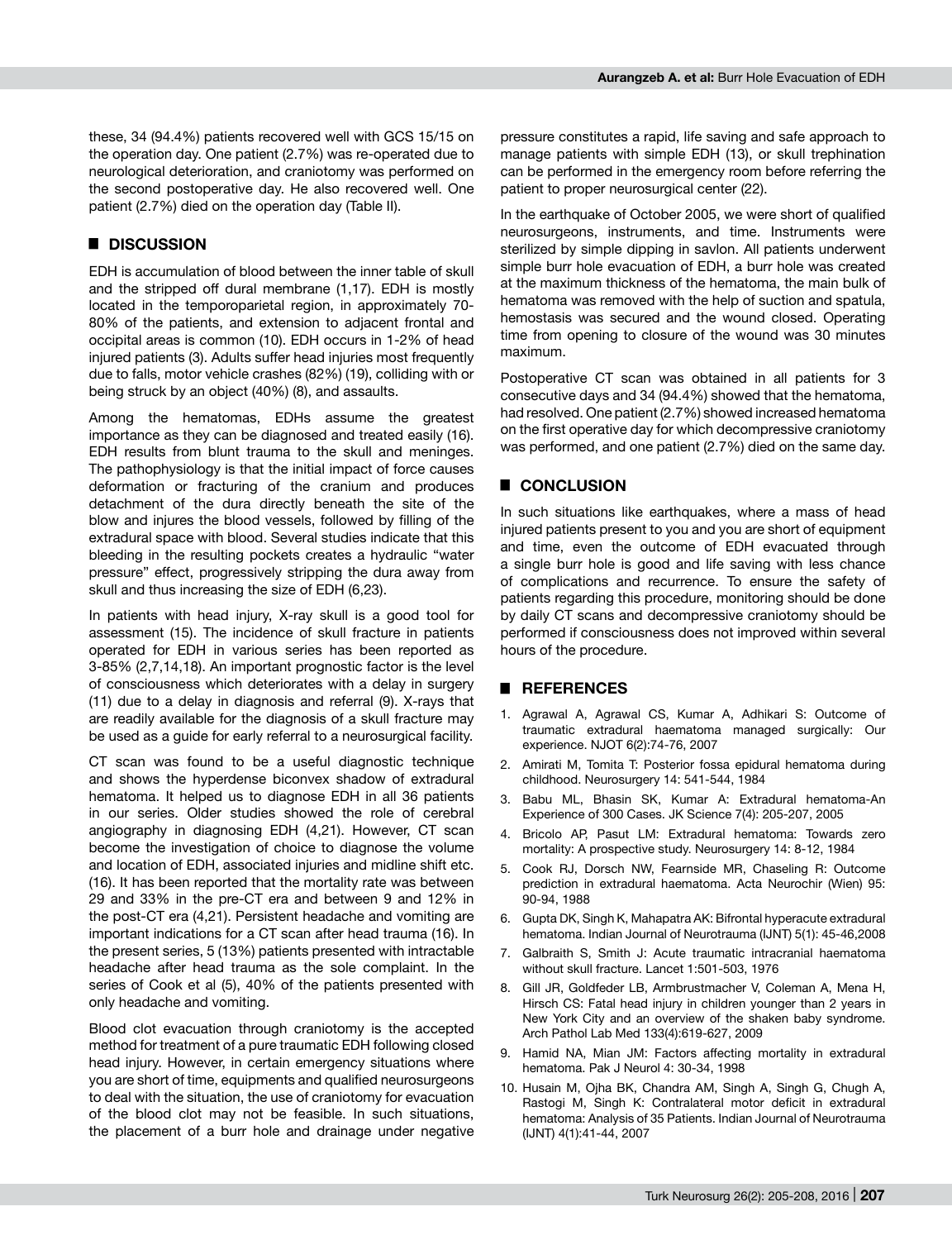these, 34 (94.4%) patients recovered well with GCS 15/15 on the operation day. One patient (2.7%) was re-operated due to neurological deterioration, and craniotomy was performed on the second postoperative day. He also recovered well. One patient (2.7%) died on the operation day (Table II).

## DISCUSSION

EDH is accumulation of blood between the inner table of skull and the stripped off dural membrane (1,17). EDH is mostly located in the temporoparietal region, in approximately 70-80% of the patients, and extension to adjacent frontal and occipital areas is common (10). EDH occurs in 1-2% of head injured patients (3). Adults suffer head injuries most frequently due to falls, motor vehicle crashes (82%) (19), colliding with or being struck by an object (40%) (8), and assaults.

Among the hematomas, EDHs assume the greatest importance as they can be diagnosed and treated easily (16). EDH results from blunt trauma to the skull and meninges. The pathophysiology is that the initial impact of force causes deformation or fracturing of the cranium and produces detachment of the dura directly beneath the site of the blow and injures the blood vessels, followed by filling of the extradural space with blood. Several studies indicate that this bleeding in the resulting pockets creates a hydraulic "water pressure" effect, progressively stripping the dura away from skull and thus increasing the size of EDH (6,23).

In patients with head injury, X-ray skull is a good tool for assessment (15). The incidence of skull fracture in patients operated for EDH in various series has been reported as 3-85% (2,7,14,18). An important prognostic factor is the level of consciousness which deteriorates with a delay in surgery (11) due to a delay in diagnosis and referral (9). X-rays that are readily available for the diagnosis of a skull fracture may be used as a guide for early referral to a neurosurgical facility.

CT scan was found to be a useful diagnostic technique and shows the hyperdense biconvex shadow of extradural hematoma. It helped us to diagnose EDH in all 36 patients in our series. Older studies showed the role of cerebral angiography in diagnosing EDH (4,21). However, CT scan become the investigation of choice to diagnose the volume and location of EDH, associated injuries and midline shift etc. (16). It has been reported that the mortality rate was between 29 and 33% in the pre-CT era and between 9 and 12% in the post-CT era (4,21). Persistent headache and vomiting are important indications for a CT scan after head trauma (16). In the present series, 5 (13%) patients presented with intractable headache after head trauma as the sole complaint. In the series of Cook et al (5), 40% of the patients presented with only headache and vomiting.

Blood clot evacuation through craniotomy is the accepted method for treatment of a pure traumatic EDH following closed head injury. However, in certain emergency situations where you are short of time, equipments and qualified neurosurgeons to deal with the situation, the use of craniotomy for evacuation of the blood clot may not be feasible. In such situations, the placement of a burr hole and drainage under negative pressure constitutes a rapid, life saving and safe approach to manage patients with simple EDH (13), or skull trephination can be performed in the emergency room before referring the patient to proper neurosurgical center (22).

In the earthquake of October 2005, we were short of qualified neurosurgeons, instruments, and time. Instruments were sterilized by simple dipping in savlon. All patients underwent simple burr hole evacuation of EDH, a burr hole was created at the maximum thickness of the hematoma, the main bulk of hematoma was removed with the help of suction and spatula, hemostasis was secured and the wound closed. Operating time from opening to closure of the wound was 30 minutes maximum.

Postoperative CT scan was obtained in all patients for 3 consecutive days and 34 (94.4%) showed that the hematoma, had resolved. One patient (2.7%) showed increased hematoma on the first operative day for which decompressive craniotomy was performed, and one patient (2.7%) died on the same day.

## CONCLUSION

In such situations like earthquakes, where a mass of head injured patients present to you and you are short of equipment and time, even the outcome of EDH evacuated through a single burr hole is good and life saving with less chance of complications and recurrence. To ensure the safety of patients regarding this procedure, monitoring should be done by daily CT scans and decompressive craniotomy should be performed if consciousness does not improved within several hours of the procedure.

## REFERENCES

1. Agrawal A, Agrawal CS, Kumar A, Adhikari S: Outcome of traumatic extradural haematoma managed surgically: Our experience. NJOT 6(2):74-76, 2007
2. Amirati M, Tomita T: Posterior fossa epidural hematoma during childhood. Neurosurgery 14: 541-544, 1984
3. Babu ML, Bhasin SK, Kumar A: Extradural hematoma-An Experience of 300 Cases. JK Science 7(4): 205-207, 2005
4. Bricolo AP, Pasut LM: Extradural hematoma: Towards zero mortality: A prospective study. Neurosurgery 14: 8-12, 1984
5. Cook RJ, Dorsch NW, Fearnside MR, Chaseling R: Outcome prediction in extradural haematoma. Acta Neurochir (Wien) 95: 90-94, 1988
6. Gupta DK, Singh K, Mahapatra AK: Bifrontal hyperacute extradural hematoma. Indian Journal of Neurotrauma (IJNT) 5(1): 45-46,2008
7. Galbraith S, Smith J: Acute traumatic intracranial haematoma without skull fracture. Lancet 1:501-503, 1976
8. Gill JR, Goldfeder LB, Armbrustmacher V, Coleman A, Mena H, Hirsch CS: Fatal head injury in children younger than 2 years in New York City and an overview of the shaken baby syndrome. Arch Pathol Lab Med 133(4):619-627, 2009
9. Hamid NA, Mian JM: Factors affecting mortality in extradural hematoma. Pak J Neurol 4: 30-34, 1998
10. Husain M, Ojha BK, Chandra AM, Singh A, Singh G, Chugh A, Rastogi M, Singh K: Contralateral motor deficit in extradural hematoma: Analysis of 35 Patients. Indian Journal of Neurotrauma (IJNT) 4(1):41-44, 2007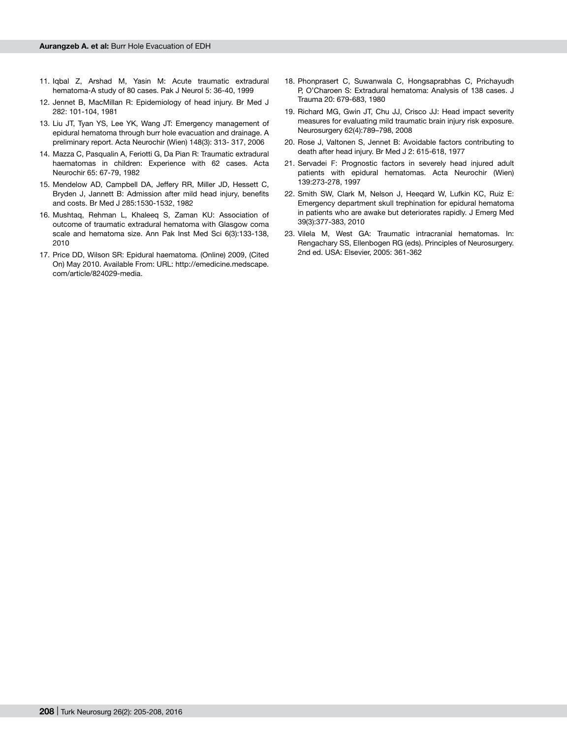11. Iqbal Z, Arshad M, Yasin M: Acute traumatic extradural hematoma-A study of 80 cases. Pak J Neurol 5: 36-40, 1999
12. Jennet B, MacMillan R: Epidemiology of head injury. Br Med J 282: 101-104, 1981
13. Liu JT, Tyan YS, Lee YK, Wang JT: Emergency management of epidural hematoma through burr hole evacuation and drainage. A preliminary report. Acta Neurochir (Wien) 148(3): 313- 317, 2006
14. Mazza C, Pasqualin A, Feriotti G, Da Pian R: Traumatic extradural haematomas in children: Experience with 62 cases. Acta Neurochir 65: 67-79, 1982
15. Mendelow AD, Campbell DA, Jeffery RR, Miller JD, Hessett C, Bryden J, Jannett B: Admission after mild head injury, benefits and costs. Br Med J 285:1530-1532, 1982
16. Mushtaq, Rehman L, Khaleeq S, Zaman KU: Association of outcome of traumatic extradural hematoma with Glasgow coma scale and hematoma size. Ann Pak Inst Med Sci 6(3):133-138, 2010
17. Price DD, Wilson SR: Epidural haematoma. (Online) 2009, (Cited On) May 2010. Available From: URL: http://emedicine.medscape.com/article/824029-media.
18. Phonprasert C, Suwanwala C, Hongsaprabhas C, Prichayudh P, O'Charoen S: Extradural hematoma: Analysis of 138 cases. J Trauma 20: 679-683, 1980
19. Richard MG, Gwin JT, Chu JJ, Crisco JJ: Head impact severity measures for evaluating mild traumatic brain injury risk exposure. Neurosurgery 62(4):789–798, 2008
20. Rose J, Valtonen S, Jennet B: Avoidable factors contributing to death after head injury. Br Med J 2: 615-618, 1977
21. Servadei F: Prognostic factors in severely head injured adult patients with epidural hematomas. Acta Neurochir (Wien) 139:273-278, 1997
22. Smith SW, Clark M, Nelson J, Heeqard W, Lufkin KC, Ruiz E: Emergency department skull trephination for epidural hematoma in patients who are awake but deteriorates rapidly. J Emerg Med 39(3):377-383, 2010
23. Vilela M, West GA: Traumatic intracranial hematomas. In: Rengachary SS, Ellenbogen RG (eds). Principles of Neurosurgery. 2nd ed. USA: Elsevier, 2005: 361-362